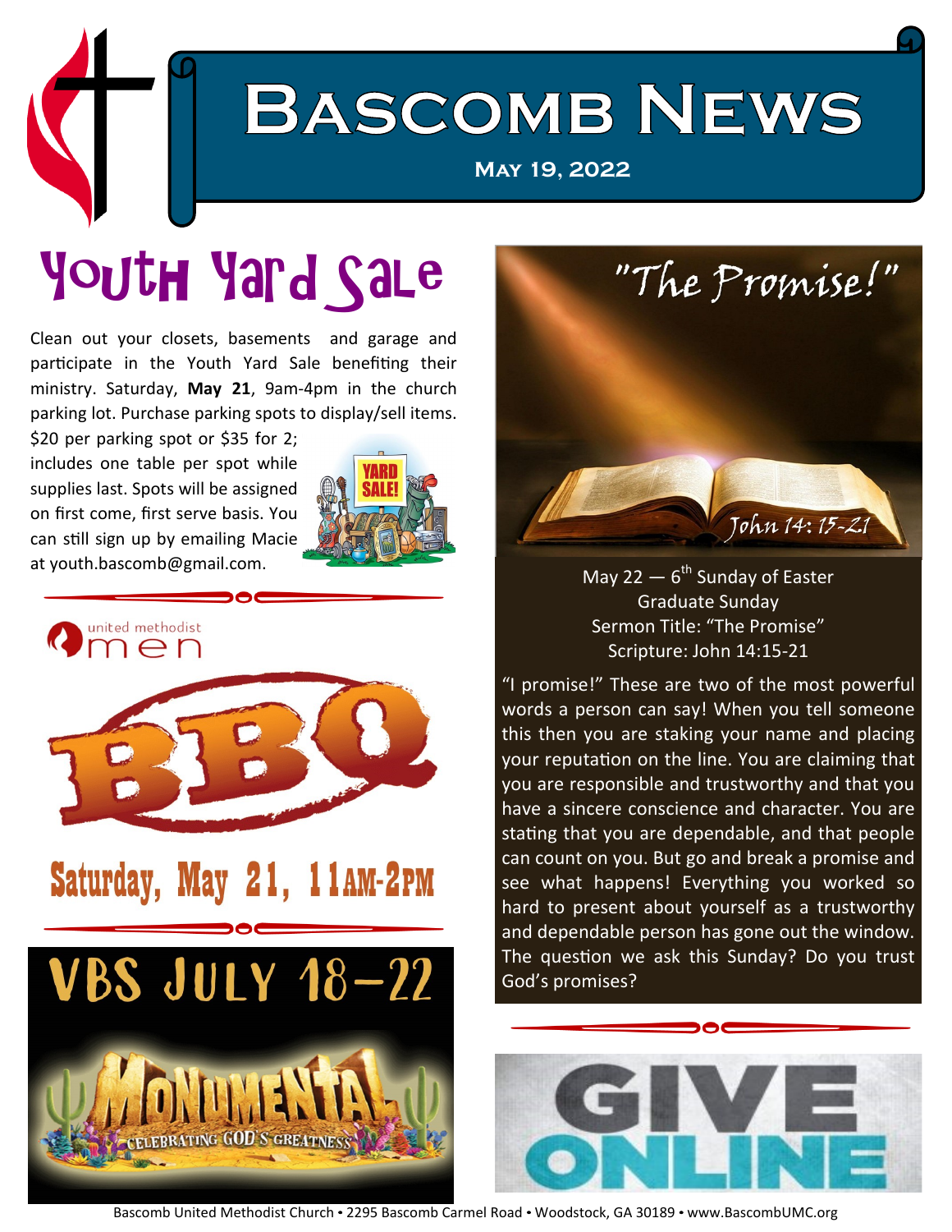# Bascomb News

**May 19, 2022**

## Youth Yard Sale

Clean out your closets, basements and garage and participate in the Youth Yard Sale benefiting their ministry. Saturday, **May 21**, 9am-4pm in the church parking lot. Purchase parking spots to display/sell items. $20 per parking spot or $35 for 2; includes one table per spot while supplies last. Spots will be assigned on first come, first serve basis. You can still sign up by emailing Macie at youth.bascomb@gmail.com.

united methodist men

## BBQ

**Saturday, May 21, 11AM-2PM**

## VBS July 18–22

MONUMENTAL

CELEBRATING GOD'S GREATNESS

## "The Promise!"

John 14: 15-21

May 22 — 6th Sunday of Easter
Graduate Sunday
Sermon Title: "The Promise"
Scripture: John 14:15-21

"I promise!" These are two of the most powerful words a person can say! When you tell someone this then you are staking your name and placing your reputation on the line. You are claiming that you are responsible and trustworthy and that you have a sincere conscience and character. You are stating that you are dependable, and that people can count on you. But go and break a promise and see what happens! Everything you worked so hard to present about yourself as a trustworthy and dependable person has gone out the window. The question we ask this Sunday? Do you trust God's promises?

## GIVE ONLINE

Bascomb United Methodist Church • 2295 Bascomb Carmel Road • Woodstock, GA 30189 • www.BascombUMC.org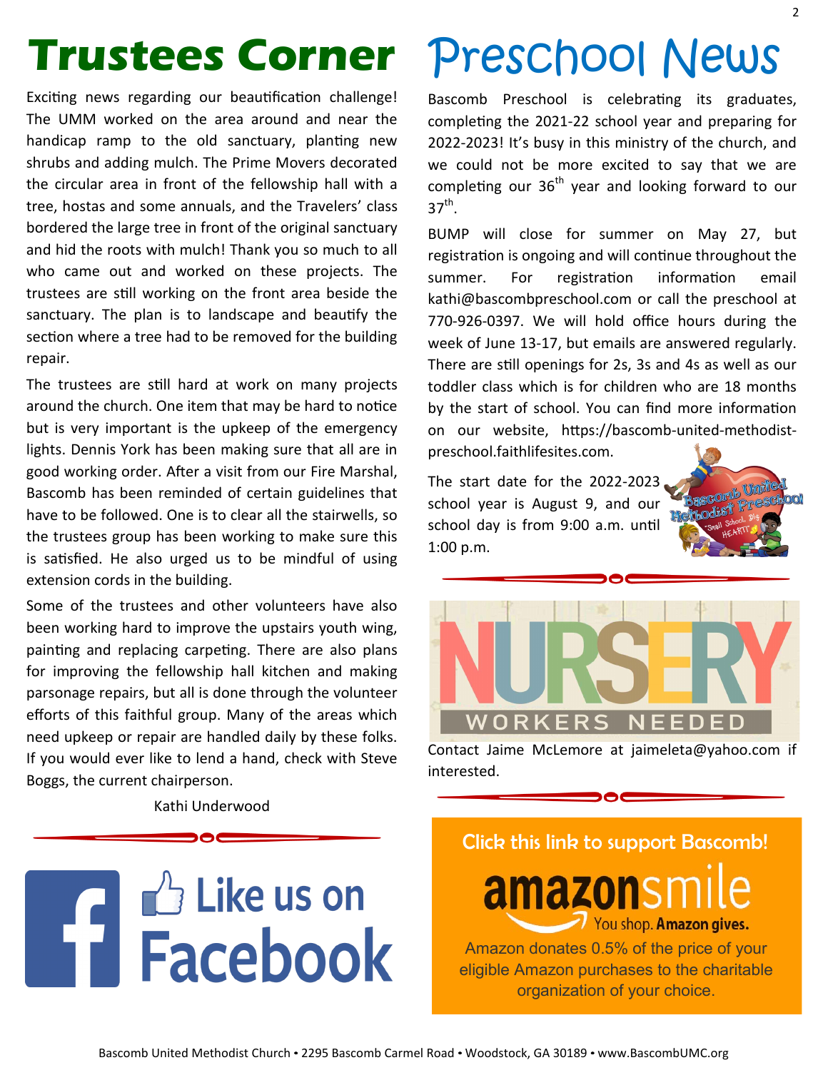# Trustees Corner

Exciting news regarding our beautification challenge! The UMM worked on the area around and near the handicap ramp to the old sanctuary, planting new shrubs and adding mulch. The Prime Movers decorated the circular area in front of the fellowship hall with a tree, hostas and some annuals, and the Travelers' class bordered the large tree in front of the original sanctuary and hid the roots with mulch! Thank you so much to all who came out and worked on these projects. The trustees are still working on the front area beside the sanctuary. The plan is to landscape and beautify the section where a tree had to be removed for the building repair.

The trustees are still hard at work on many projects around the church. One item that may be hard to notice but is very important is the upkeep of the emergency lights. Dennis York has been making sure that all are in good working order. After a visit from our Fire Marshal, Bascomb has been reminded of certain guidelines that have to be followed. One is to clear all the stairwells, so the trustees group has been working to make sure this is satisfied. He also urged us to be mindful of using extension cords in the building.

Some of the trustees and other volunteers have also been working hard to improve the upstairs youth wing, painting and replacing carpeting. There are also plans for improving the fellowship hall kitchen and making parsonage repairs, but all is done through the volunteer efforts of this faithful group. Many of the areas which need upkeep or repair are handled daily by these folks. If you would ever like to lend a hand, check with Steve Boggs, the current chairperson.

Kathi Underwood

Like us on Facebook

# Preschool News

Bascomb Preschool is celebrating its graduates, completing the 2021-22 school year and preparing for 2022-2023! It's busy in this ministry of the church, and we could not be more excited to say that we are completing our 36th year and looking forward to our 37th.

BUMP will close for summer on May 27, but registration is ongoing and will continue throughout the summer. For registration information email kathi@bascombpreschool.com or call the preschool at 770-926-0397. We will hold office hours during the week of June 13-17, but emails are answered regularly. There are still openings for 2s, 3s and 4s as well as our toddler class which is for children who are 18 months by the start of school. You can find more information on our website, https://bascomb-united-methodist-preschool.faithlifesites.com.

The start date for the 2022-2023 school year is August 9, and our school day is from 9:00 a.m. until 1:00 p.m.

Bascomb United Methodist Preschool — "Small School, Big HEART"

## NURSERY WORKERS NEEDED

Contact Jaime McLemore at jaimeleta@yahoo.com if interested.

**Click this link to support Bascomb!**

amazonsmile — You shop. **Amazon gives.**

Amazon donates 0.5% of the price of your eligible Amazon purchases to the charitable organization of your choice.

Bascomb United Methodist Church • 2295 Bascomb Carmel Road • Woodstock, GA 30189 • www.BascombUMC.org